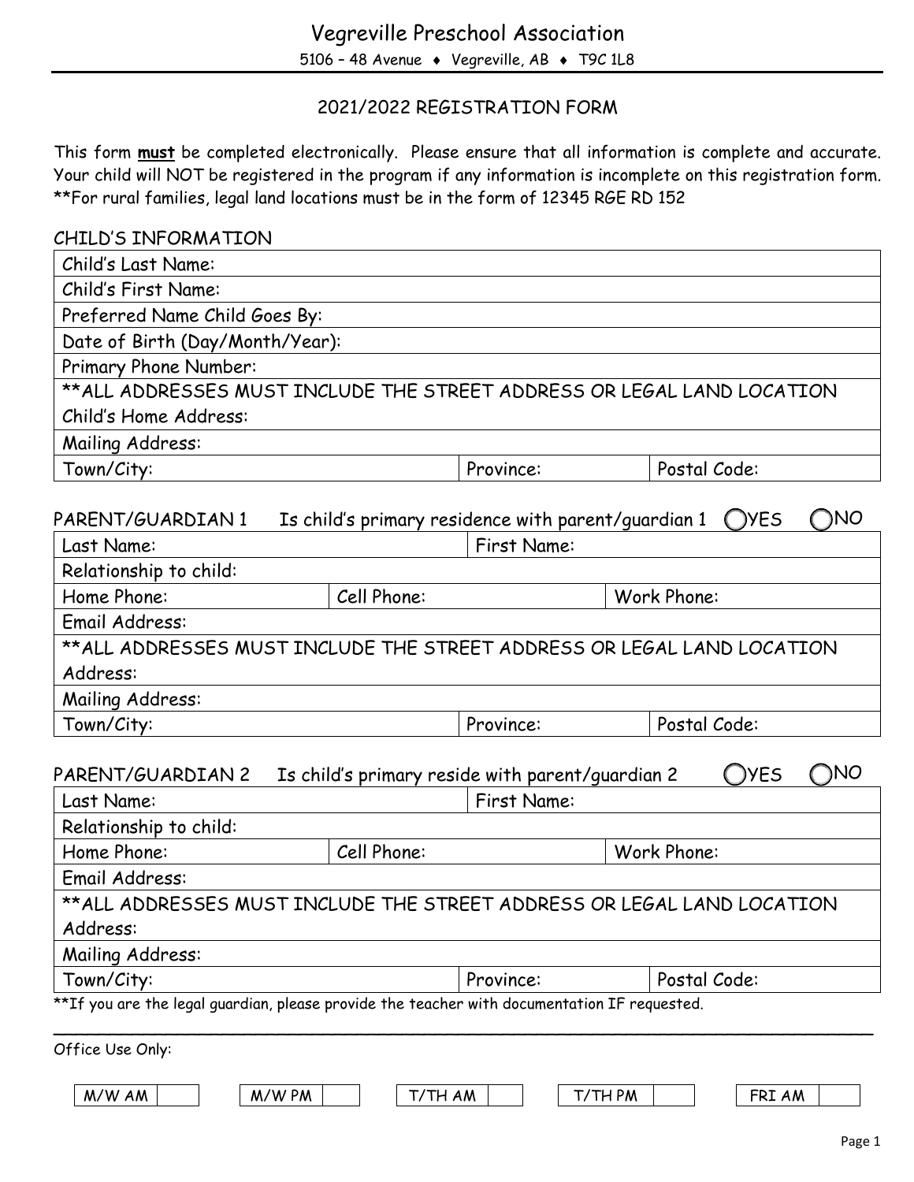# Vegreville Preschool Association

5106 – 48 Avenue ♦ Vegreville, AB ♦ T9C 1L8

## 2021/2022 REGISTRATION FORM

This form **must** be completed electronically. Please ensure that all information is complete and accurate. Your child will NOT be registered in the program if any information is incomplete on this registration form. **For rural families, legal land locations must be in the form of 12345 RGE RD 152

### CHILD'S INFORMATION

| Child's Last Name: | | |
|---|---|---|
| Child's First Name: | | |
| Preferred Name Child Goes By: | | |
| Date of Birth (Day/Month/Year): | | |
| Primary Phone Number: | | |
| **ALL ADDRESSES MUST INCLUDE THE STREET ADDRESS OR LEGAL LAND LOCATION Child's Home Address: | | |
| Mailing Address: | | |
| Town/City: | Province: | Postal Code: |

### PARENT/GUARDIAN 1 Is child's primary residence with parent/guardian 1 ◯YES ◯NO

| Last Name: | | First Name: |
|---|---|---|
| Relationship to child: | | |
| Home Phone: | Cell Phone: | Work Phone: |
| Email Address: | | |
| **ALL ADDRESSES MUST INCLUDE THE STREET ADDRESS OR LEGAL LAND LOCATION Address: | | |
| Mailing Address: | | |
| Town/City: | Province: | Postal Code: |

### PARENT/GUARDIAN 2 Is child's primary reside with parent/guardian 2 ◯YES ◯NO

| Last Name: | | First Name: |
|---|---|---|
| Relationship to child: | | |
| Home Phone: | Cell Phone: | Work Phone: |
| Email Address: | | |
| **ALL ADDRESSES MUST INCLUDE THE STREET ADDRESS OR LEGAL LAND LOCATION Address: | | |
| Mailing Address: | | |
| Town/City: | Province: | Postal Code: |

**If you are the legal guardian, please provide the teacher with documentation IF requested.

---

Office Use Only:

| M/W AM | | M/W PM | | T/TH AM | | T/TH PM | | FRI AM | |
|---|---|---|---|---|---|---|---|---|---|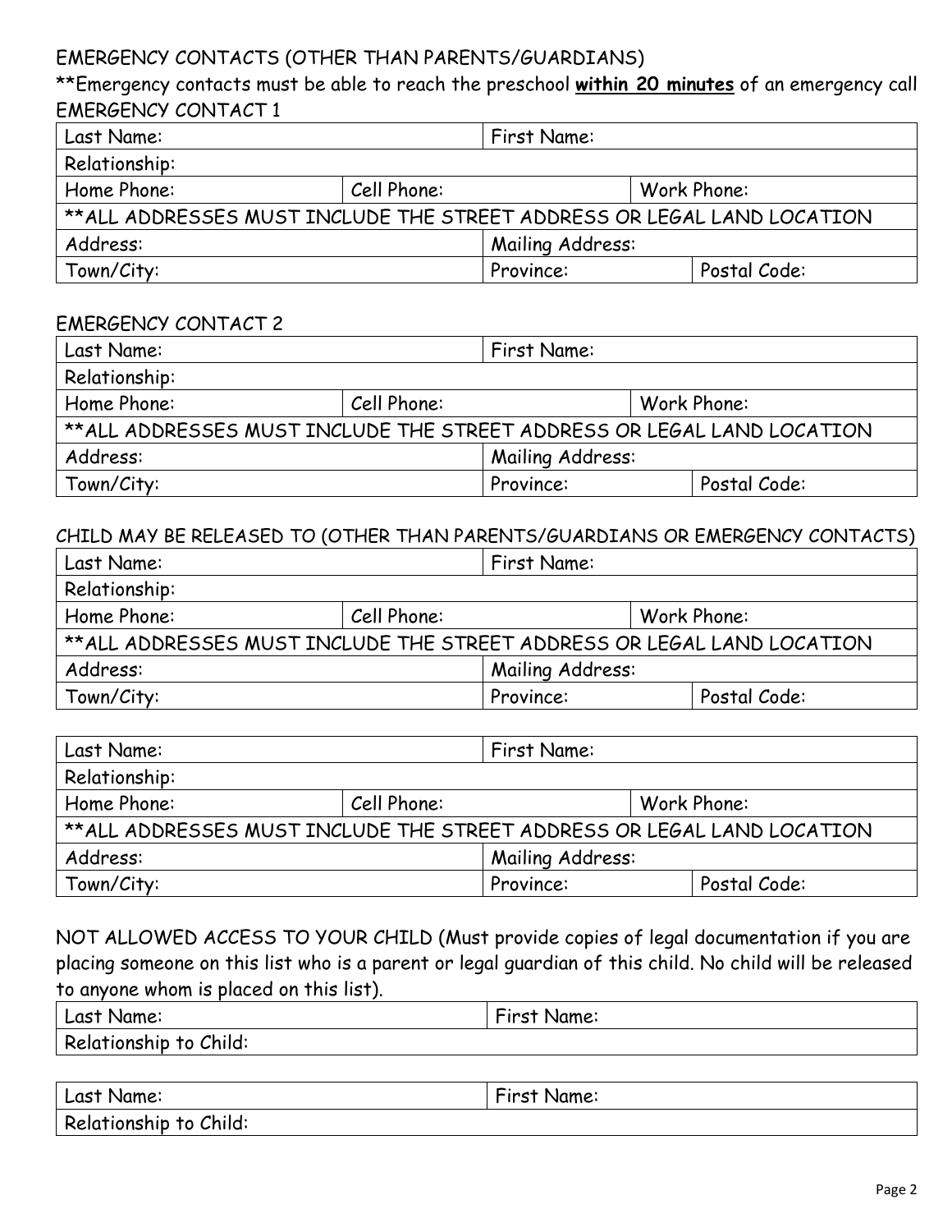EMERGENCY CONTACTS (OTHER THAN PARENTS/GUARDIANS)

**Emergency contacts must be able to reach the preschool <u>**within 20 minutes**</u> of an emergency call

EMERGENCY CONTACT 1

| Last Name: | | First Name: | |
|---|---|---|---|
| Relationship: | | | |
| Home Phone: | Cell Phone: | | Work Phone: |
| **ALL ADDRESSES MUST INCLUDE THE STREET ADDRESS OR LEGAL LAND LOCATION | | | |
| Address: | | Mailing Address: | |
| Town/City: | | Province: | Postal Code: |

EMERGENCY CONTACT 2

| Last Name: | | First Name: | |
|---|---|---|---|
| Relationship: | | | |
| Home Phone: | Cell Phone: | | Work Phone: |
| **ALL ADDRESSES MUST INCLUDE THE STREET ADDRESS OR LEGAL LAND LOCATION | | | |
| Address: | | Mailing Address: | |
| Town/City: | | Province: | Postal Code: |

CHILD MAY BE RELEASED TO (OTHER THAN PARENTS/GUARDIANS OR EMERGENCY CONTACTS)

| Last Name: | | First Name: | |
|---|---|---|---|
| Relationship: | | | |
| Home Phone: | Cell Phone: | | Work Phone: |
| **ALL ADDRESSES MUST INCLUDE THE STREET ADDRESS OR LEGAL LAND LOCATION | | | |
| Address: | | Mailing Address: | |
| Town/City: | | Province: | Postal Code: |

| Last Name: | | First Name: | |
|---|---|---|---|
| Relationship: | | | |
| Home Phone: | Cell Phone: | | Work Phone: |
| **ALL ADDRESSES MUST INCLUDE THE STREET ADDRESS OR LEGAL LAND LOCATION | | | |
| Address: | | Mailing Address: | |
| Town/City: | | Province: | Postal Code: |

NOT ALLOWED ACCESS TO YOUR CHILD (Must provide copies of legal documentation if you are placing someone on this list who is a parent or legal guardian of this child. No child will be released to anyone whom is placed on this list).

| Last Name: | First Name: |
|---|---|
| Relationship to Child: | |

| Last Name: | First Name: |
|---|---|
| Relationship to Child: | |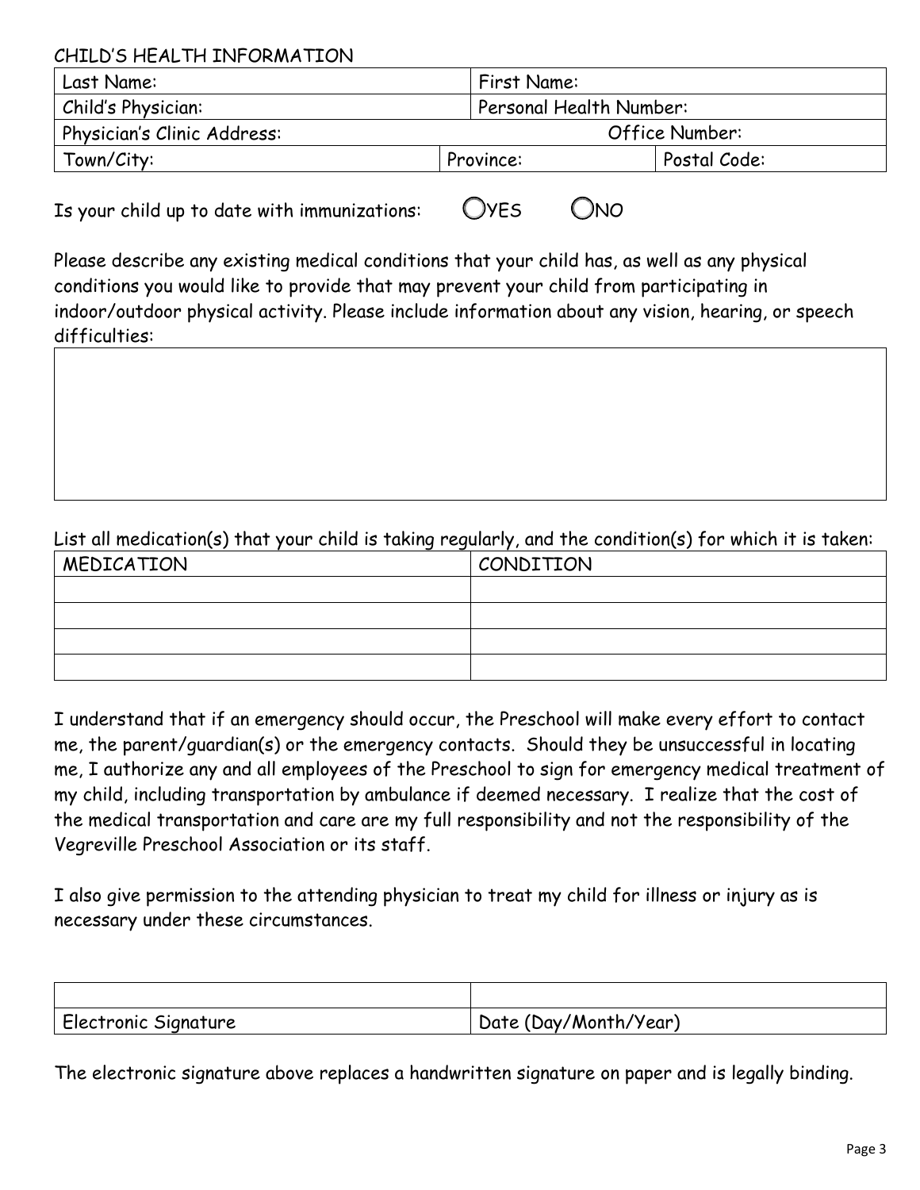CHILD'S HEALTH INFORMATION

| Last Name: | | First Name: | |
|---|---|---|---|
| Child's Physician: | | Personal Health Number: | |
| Physician's Clinic Address: | | Office Number: | |
| Town/City: | Province: | | Postal Code: |

Is your child up to date with immunizations: ◯YES ◯NO

Please describe any existing medical conditions that your child has, as well as any physical conditions you would like to provide that may prevent your child from participating in indoor/outdoor physical activity. Please include information about any vision, hearing, or speech difficulties:

| |
|---|
| |

List all medication(s) that your child is taking regularly, and the condition(s) for which it is taken:

| MEDICATION | CONDITION |
|---|---|
| | |
| | |
| | |
| | |

I understand that if an emergency should occur, the Preschool will make every effort to contact me, the parent/guardian(s) or the emergency contacts. Should they be unsuccessful in locating me, I authorize any and all employees of the Preschool to sign for emergency medical treatment of my child, including transportation by ambulance if deemed necessary. I realize that the cost of the medical transportation and care are my full responsibility and not the responsibility of the Vegreville Preschool Association or its staff.

I also give permission to the attending physician to treat my child for illness or injury as is necessary under these circumstances.

| | |
|---|---|
| Electronic Signature | Date (Day/Month/Year) |

The electronic signature above replaces a handwritten signature on paper and is legally binding.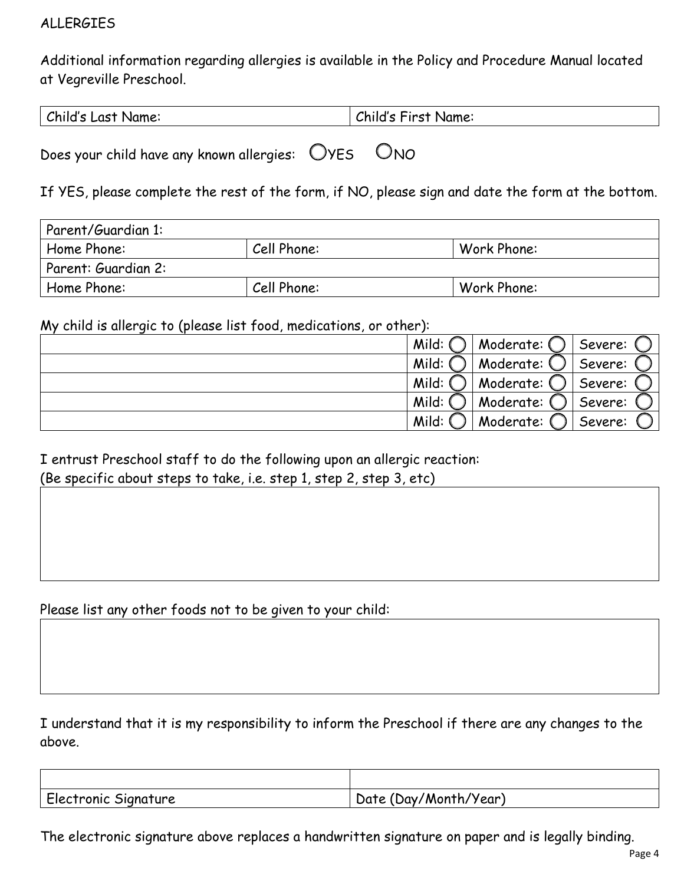ALLERGIES

Additional information regarding allergies is available in the Policy and Procedure Manual located at Vegreville Preschool.

| Child's Last Name: | Child's First Name: |
| --- | --- |

Does your child have any known allergies: ○ YES ○ NO

If YES, please complete the rest of the form, if NO, please sign and date the form at the bottom.

| Parent/Guardian 1: | | |
| --- | --- | --- |
| Home Phone: | Cell Phone: | Work Phone: |
| Parent: Guardian 2: | | |
| Home Phone: | Cell Phone: | Work Phone: |

My child is allergic to (please list food, medications, or other):

| | | | |
| --- | --- | --- | --- |
| | Mild: ○ | Moderate: ○ | Severe: ○ |
| | Mild: ○ | Moderate: ○ | Severe: ○ |
| | Mild: ○ | Moderate: ○ | Severe: ○ |
| | Mild: ○ | Moderate: ○ | Severe: ○ |
| | Mild: ○ | Moderate: ○ | Severe: ○ |

I entrust Preschool staff to do the following upon an allergic reaction:
(Be specific about steps to take, i.e. step 1, step 2, step 3, etc)

Please list any other foods not to be given to your child:

I understand that it is my responsibility to inform the Preschool if there are any changes to the above.

| | |
| --- | --- |
| Electronic Signature | Date (Day/Month/Year) |

The electronic signature above replaces a handwritten signature on paper and is legally binding.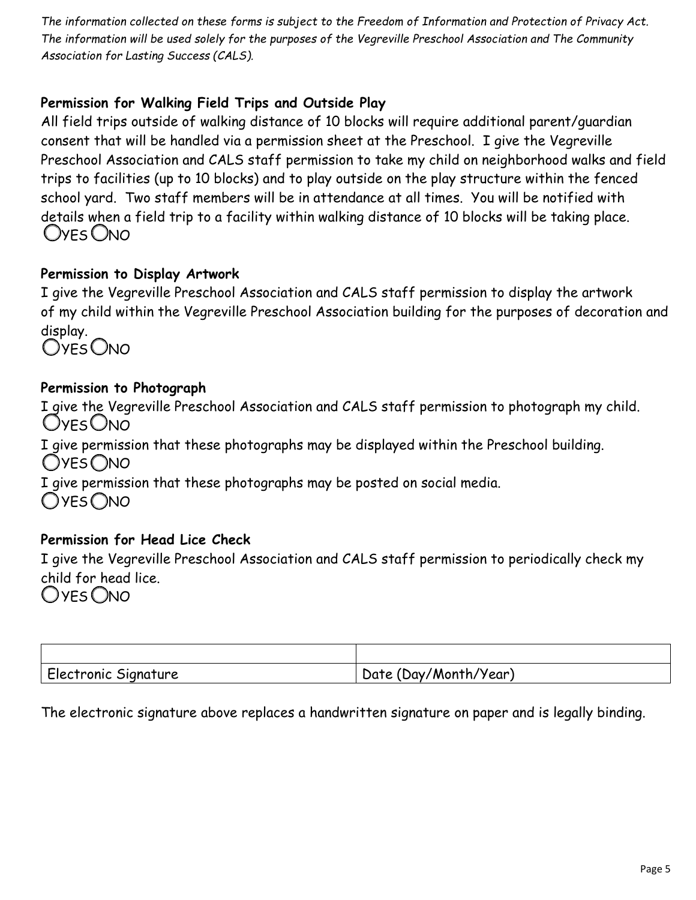*The information collected on these forms is subject to the Freedom of Information and Protection of Privacy Act. The information will be used solely for the purposes of the Vegreville Preschool Association and The Community Association for Lasting Success (CALS).*

**Permission for Walking Field Trips and Outside Play**

All field trips outside of walking distance of 10 blocks will require additional parent/guardian consent that will be handled via a permission sheet at the Preschool. I give the Vegreville Preschool Association and CALS staff permission to take my child on neighborhood walks and field trips to facilities (up to 10 blocks) and to play outside on the play structure within the fenced school yard. Two staff members will be in attendance at all times. You will be notified with details when a field trip to a facility within walking distance of 10 blocks will be taking place.

○ YES ○ NO

**Permission to Display Artwork**

I give the Vegreville Preschool Association and CALS staff permission to display the artwork of my child within the Vegreville Preschool Association building for the purposes of decoration and display.

○ YES ○ NO

**Permission to Photograph**

I give the Vegreville Preschool Association and CALS staff permission to photograph my child.

○ YES ○ NO

I give permission that these photographs may be displayed within the Preschool building.

○ YES ○ NO

I give permission that these photographs may be posted on social media.

○ YES ○ NO

**Permission for Head Lice Check**

I give the Vegreville Preschool Association and CALS staff permission to periodically check my child for head lice.

○ YES ○ NO

| | |
|---|---|
| Electronic Signature | Date (Day/Month/Year) |

The electronic signature above replaces a handwritten signature on paper and is legally binding.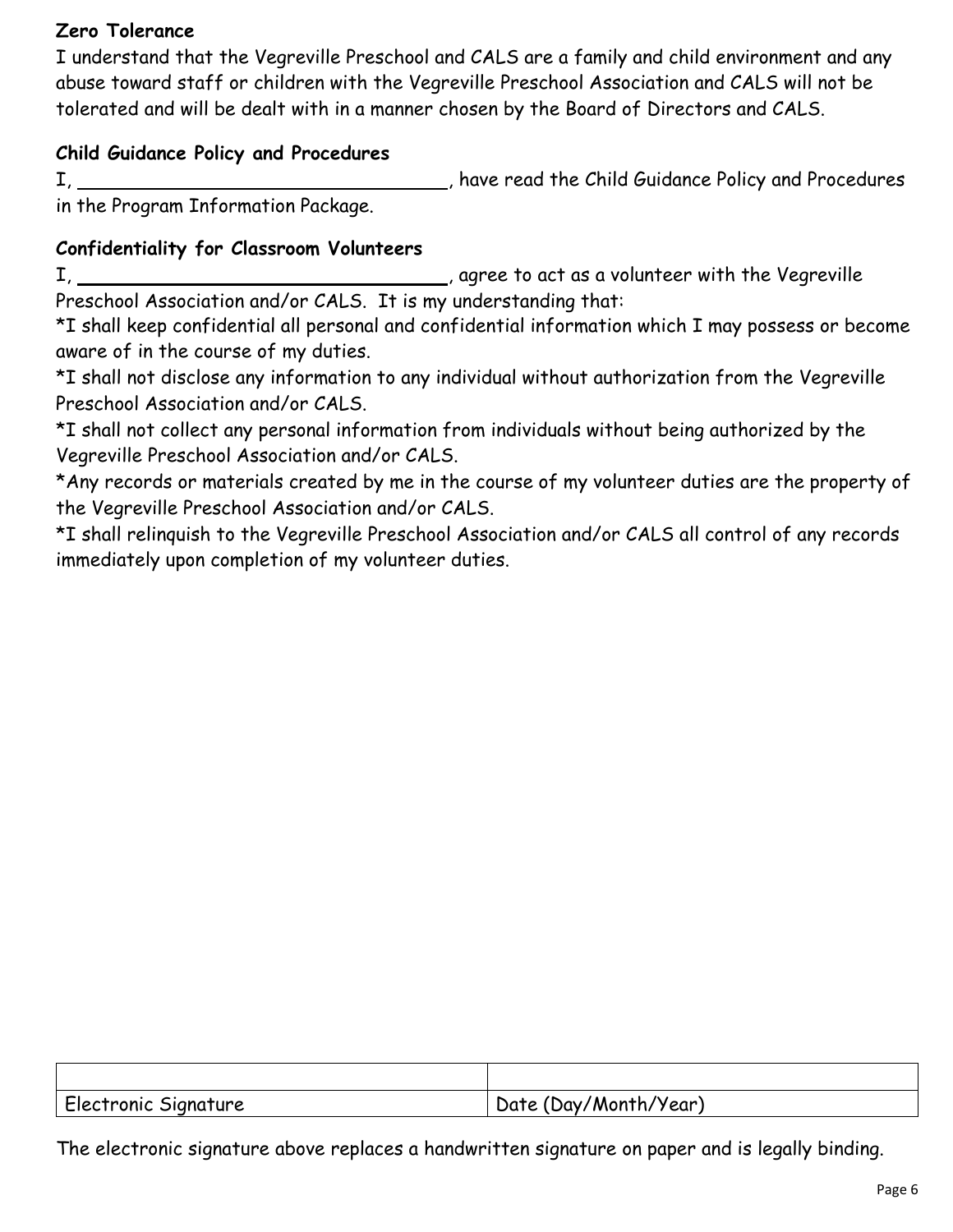**Zero Tolerance**

I understand that the Vegreville Preschool and CALS are a family and child environment and any abuse toward staff or children with the Vegreville Preschool Association and CALS will not be tolerated and will be dealt with in a manner chosen by the Board of Directors and CALS.

**Child Guidance Policy and Procedures**

I, ________________________________, have read the Child Guidance Policy and Procedures in the Program Information Package.

**Confidentiality for Classroom Volunteers**

I, ________________________________, agree to act as a volunteer with the Vegreville Preschool Association and/or CALS. It is my understanding that:

*I shall keep confidential all personal and confidential information which I may possess or become aware of in the course of my duties.

*I shall not disclose any information to any individual without authorization from the Vegreville Preschool Association and/or CALS.

*I shall not collect any personal information from individuals without being authorized by the Vegreville Preschool Association and/or CALS.

*Any records or materials created by me in the course of my volunteer duties are the property of the Vegreville Preschool Association and/or CALS.

*I shall relinquish to the Vegreville Preschool Association and/or CALS all control of any records immediately upon completion of my volunteer duties.

| | |
|---|---|
| Electronic Signature | Date (Day/Month/Year) |

The electronic signature above replaces a handwritten signature on paper and is legally binding.